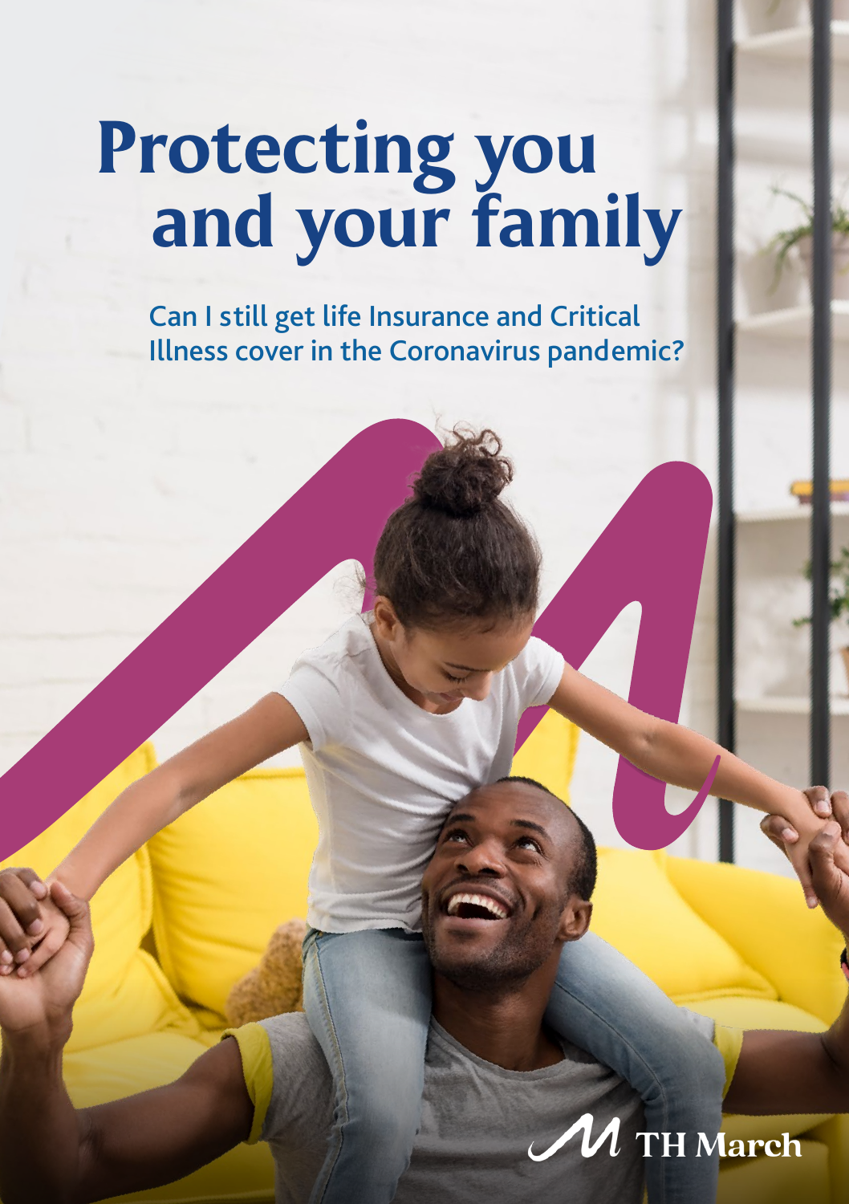# Protecting you and your family

Can I still get life Insurance and Critical Illness cover in the Coronavirus pandemic?

TH March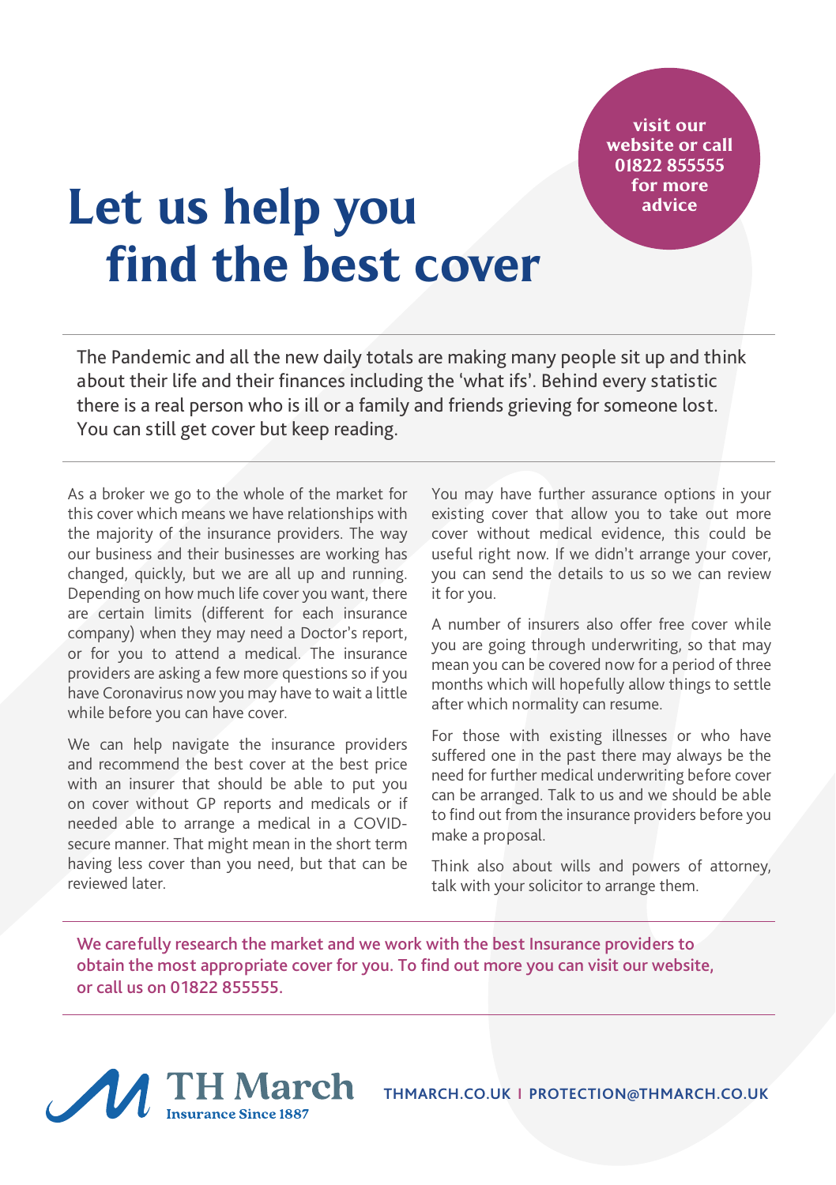visit our website or call 01822 855555 for more advice

# Let us help you find the best cover

The Pandemic and all the new daily totals are making many people sit up and think about their life and their finances including the 'what ifs'. Behind every statistic there is a real person who is ill or a family and friends grieving for someone lost. You can still get cover but keep reading.

As a broker we go to the whole of the market for this cover which means we have relationships with the majority of the insurance providers. The way our business and their businesses are working has changed, quickly, but we are all up and running. Depending on how much life cover you want, there are certain limits (different for each insurance company) when they may need a Doctor's report, or for you to attend a medical. The insurance providers are asking a few more questions so if you have Coronavirus now you may have to wait a little while before you can have cover.

We can help navigate the insurance providers and recommend the best cover at the best price with an insurer that should be able to put you on cover without GP reports and medicals or if needed able to arrange a medical in a COVID-secure manner. That might mean in the short term having less cover than you need, but that can be reviewed later.

You may have further assurance options in your existing cover that allow you to take out more cover without medical evidence, this could be useful right now. If we didn't arrange your cover, you can send the details to us so we can review it for you.

A number of insurers also offer free cover while you are going through underwriting, so that may mean you can be covered now for a period of three months which will hopefully allow things to settle after which normality can resume.

For those with existing illnesses or who have suffered one in the past there may always be the need for further medical underwriting before cover can be arranged. Talk to us and we should be able to find out from the insurance providers before you make a proposal.

Think also about wills and powers of attorney, talk with your solicitor to arrange them.

We carefully research the market and we work with the best Insurance providers to obtain the most appropriate cover for you. To find out more you can visit our website, or call us on 01822 855555.

TH March
Insurance Since 1887

THMARCH.CO.UK | PROTECTION@THMARCH.CO.UK